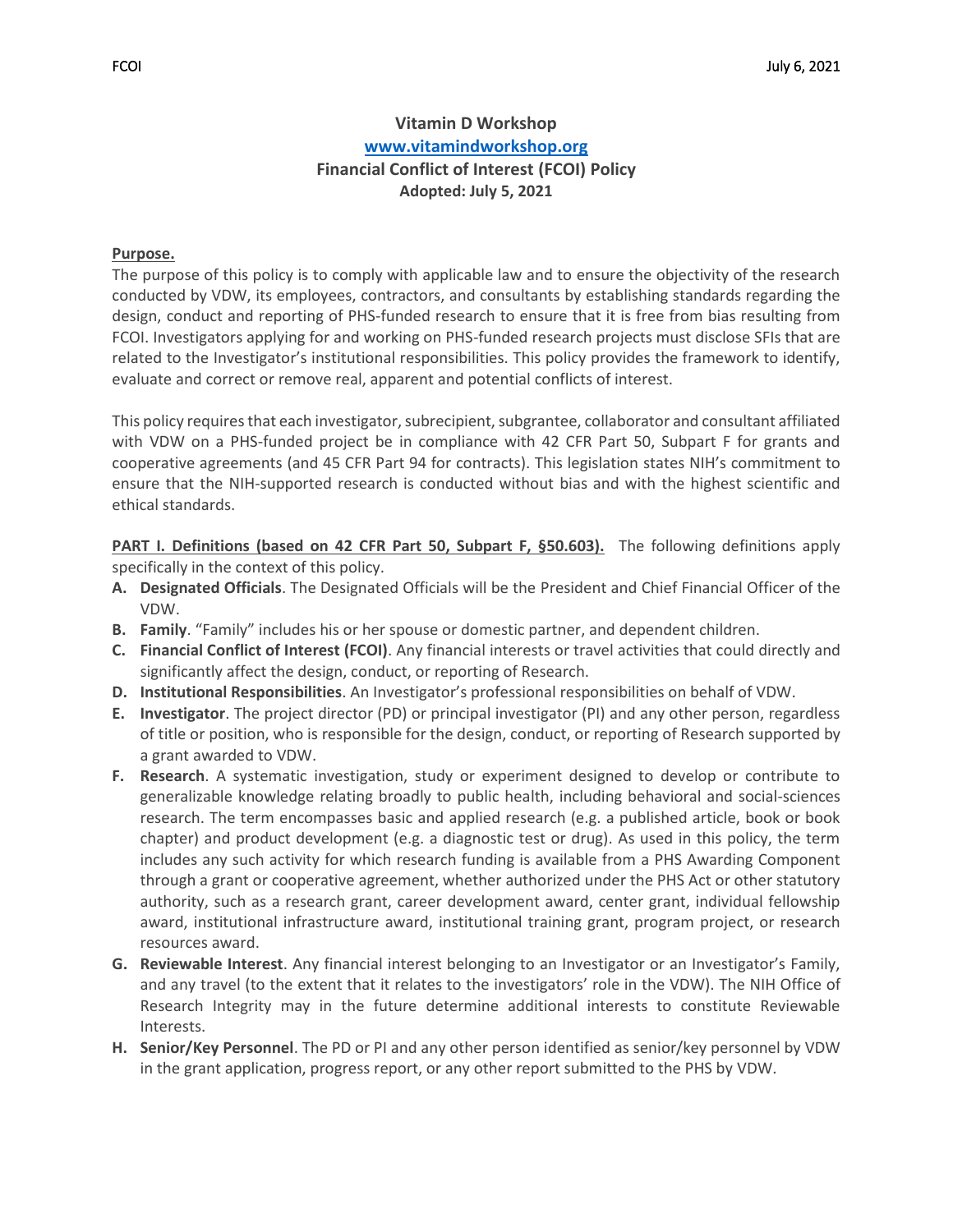**Vitamin D Workshop**

**[www.vitamindworkshop.org](http://www.vitamindworkshop.org)**

**Financial Conflict of Interest (FCOI) Policy**

**Adopted: July 5, 2021**

**Purpose.**

The purpose of this policy is to comply with applicable law and to ensure the objectivity of the research conducted by VDW, its employees, contractors, and consultants by establishing standards regarding the design, conduct and reporting of PHS-funded research to ensure that it is free from bias resulting from FCOI. Investigators applying for and working on PHS-funded research projects must disclose SFIs that are related to the Investigator's institutional responsibilities. This policy provides the framework to identify, evaluate and correct or remove real, apparent and potential conflicts of interest.

This policy requires that each investigator, subrecipient, subgrantee, collaborator and consultant affiliated with VDW on a PHS-funded project be in compliance with 42 CFR Part 50, Subpart F for grants and cooperative agreements (and 45 CFR Part 94 for contracts). This legislation states NIH's commitment to ensure that the NIH-supported research is conducted without bias and with the highest scientific and ethical standards.

**PART I. Definitions (based on 42 CFR Part 50, Subpart F, §50.603).** The following definitions apply specifically in the context of this policy.

- **A. Designated Officials**. The Designated Officials will be the President and Chief Financial Officer of the VDW.
- **B. Family**. "Family" includes his or her spouse or domestic partner, and dependent children.
- **C. Financial Conflict of Interest (FCOI)**. Any financial interests or travel activities that could directly and significantly affect the design, conduct, or reporting of Research.
- **D. Institutional Responsibilities**. An Investigator's professional responsibilities on behalf of VDW.
- **E. Investigator**. The project director (PD) or principal investigator (PI) and any other person, regardless of title or position, who is responsible for the design, conduct, or reporting of Research supported by a grant awarded to VDW.
- **F. Research**. A systematic investigation, study or experiment designed to develop or contribute to generalizable knowledge relating broadly to public health, including behavioral and social-sciences research. The term encompasses basic and applied research (e.g. a published article, book or book chapter) and product development (e.g. a diagnostic test or drug). As used in this policy, the term includes any such activity for which research funding is available from a PHS Awarding Component through a grant or cooperative agreement, whether authorized under the PHS Act or other statutory authority, such as a research grant, career development award, center grant, individual fellowship award, institutional infrastructure award, institutional training grant, program project, or research resources award.
- **G. Reviewable Interest**. Any financial interest belonging to an Investigator or an Investigator's Family, and any travel (to the extent that it relates to the investigators' role in the VDW). The NIH Office of Research Integrity may in the future determine additional interests to constitute Reviewable Interests.
- **H. Senior/Key Personnel**. The PD or PI and any other person identified as senior/key personnel by VDW in the grant application, progress report, or any other report submitted to the PHS by VDW.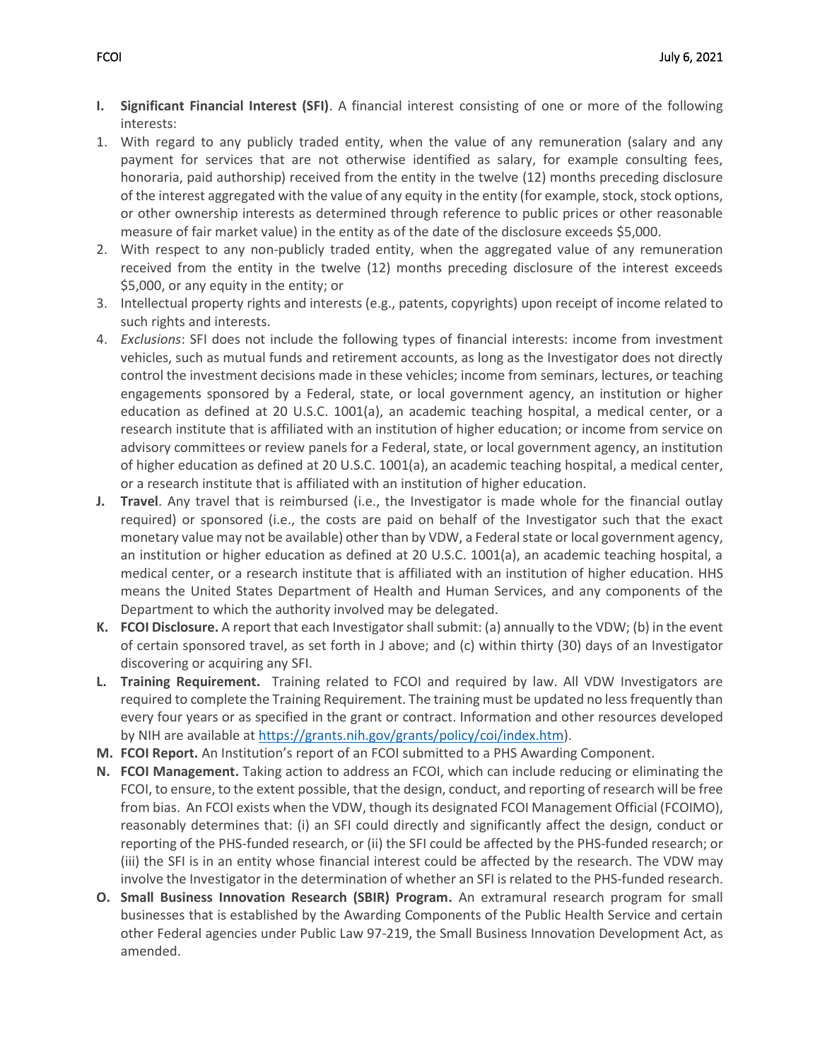I. **Significant Financial Interest (SFI)**. A financial interest consisting of one or more of the following interests:

1. With regard to any publicly traded entity, when the value of any remuneration (salary and any payment for services that are not otherwise identified as salary, for example consulting fees, honoraria, paid authorship) received from the entity in the twelve (12) months preceding disclosure of the interest aggregated with the value of any equity in the entity (for example, stock, stock options, or other ownership interests as determined through reference to public prices or other reasonable measure of fair market value) in the entity as of the date of the disclosure exceeds $5,000.
2. With respect to any non-publicly traded entity, when the aggregated value of any remuneration received from the entity in the twelve (12) months preceding disclosure of the interest exceeds $5,000, or any equity in the entity; or
3. Intellectual property rights and interests (e.g., patents, copyrights) upon receipt of income related to such rights and interests.
4. *Exclusions*: SFI does not include the following types of financial interests: income from investment vehicles, such as mutual funds and retirement accounts, as long as the Investigator does not directly control the investment decisions made in these vehicles; income from seminars, lectures, or teaching engagements sponsored by a Federal, state, or local government agency, an institution or higher education as defined at 20 U.S.C. 1001(a), an academic teaching hospital, a medical center, or a research institute that is affiliated with an institution of higher education; or income from service on advisory committees or review panels for a Federal, state, or local government agency, an institution of higher education as defined at 20 U.S.C. 1001(a), an academic teaching hospital, a medical center, or a research institute that is affiliated with an institution of higher education.

J. **Travel**. Any travel that is reimbursed (i.e., the Investigator is made whole for the financial outlay required) or sponsored (i.e., the costs are paid on behalf of the Investigator such that the exact monetary value may not be available) other than by VDW, a Federal state or local government agency, an institution or higher education as defined at 20 U.S.C. 1001(a), an academic teaching hospital, a medical center, or a research institute that is affiliated with an institution of higher education. HHS means the United States Department of Health and Human Services, and any components of the Department to which the authority involved may be delegated.

K. **FCOI Disclosure.** A report that each Investigator shall submit: (a) annually to the VDW; (b) in the event of certain sponsored travel, as set forth in J above; and (c) within thirty (30) days of an Investigator discovering or acquiring any SFI.

L. **Training Requirement.** Training related to FCOI and required by law. All VDW Investigators are required to complete the Training Requirement. The training must be updated no less frequently than every four years or as specified in the grant or contract. Information and other resources developed by NIH are available at [https://grants.nih.gov/grants/policy/coi/index.htm](https://grants.nih.gov/grants/policy/coi/index.htm)).

M. **FCOI Report.** An Institution's report of an FCOI submitted to a PHS Awarding Component.

N. **FCOI Management.** Taking action to address an FCOI, which can include reducing or eliminating the FCOI, to ensure, to the extent possible, that the design, conduct, and reporting of research will be free from bias. An FCOI exists when the VDW, though its designated FCOI Management Official (FCOIMO), reasonably determines that: (i) an SFI could directly and significantly affect the design, conduct or reporting of the PHS-funded research, or (ii) the SFI could be affected by the PHS-funded research; or (iii) the SFI is in an entity whose financial interest could be affected by the research. The VDW may involve the Investigator in the determination of whether an SFI is related to the PHS-funded research.

O. **Small Business Innovation Research (SBIR) Program.** An extramural research program for small businesses that is established by the Awarding Components of the Public Health Service and certain other Federal agencies under Public Law 97-219, the Small Business Innovation Development Act, as amended.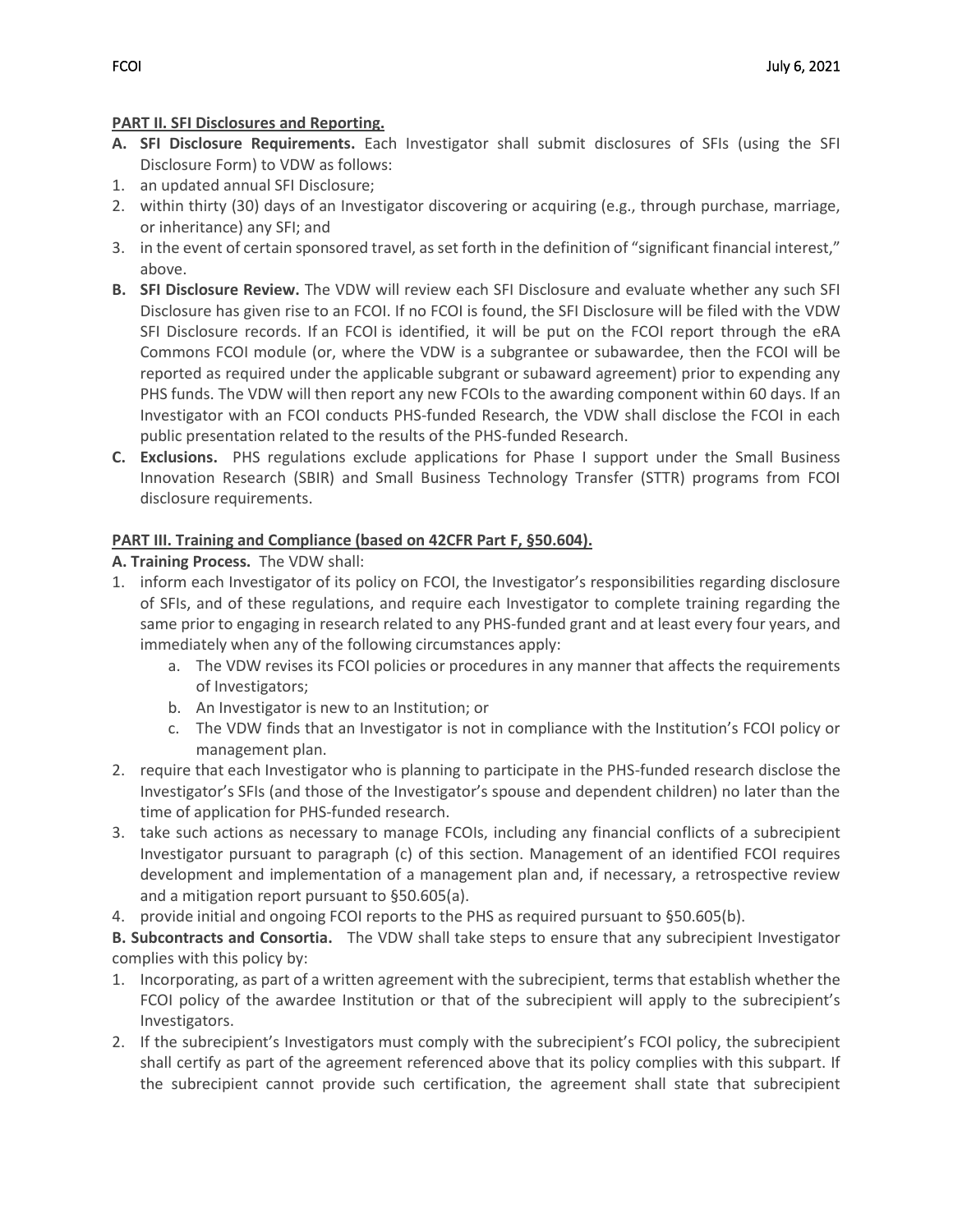**PART II. SFI Disclosures and Reporting.**

**A. SFI Disclosure Requirements.** Each Investigator shall submit disclosures of SFIs (using the SFI Disclosure Form) to VDW as follows:

1. an updated annual SFI Disclosure;
2. within thirty (30) days of an Investigator discovering or acquiring (e.g., through purchase, marriage, or inheritance) any SFI; and
3. in the event of certain sponsored travel, as set forth in the definition of "significant financial interest," above.

**B. SFI Disclosure Review.** The VDW will review each SFI Disclosure and evaluate whether any such SFI Disclosure has given rise to an FCOI. If no FCOI is found, the SFI Disclosure will be filed with the VDW SFI Disclosure records. If an FCOI is identified, it will be put on the FCOI report through the eRA Commons FCOI module (or, where the VDW is a subgrantee or subawardee, then the FCOI will be reported as required under the applicable subgrant or subaward agreement) prior to expending any PHS funds. The VDW will then report any new FCOIs to the awarding component within 60 days. If an Investigator with an FCOI conducts PHS-funded Research, the VDW shall disclose the FCOI in each public presentation related to the results of the PHS-funded Research.

**C. Exclusions.** PHS regulations exclude applications for Phase I support under the Small Business Innovation Research (SBIR) and Small Business Technology Transfer (STTR) programs from FCOI disclosure requirements.

**PART III. Training and Compliance (based on 42CFR Part F, §50.604).**

**A. Training Process.** The VDW shall:

1. inform each Investigator of its policy on FCOI, the Investigator's responsibilities regarding disclosure of SFIs, and of these regulations, and require each Investigator to complete training regarding the same prior to engaging in research related to any PHS-funded grant and at least every four years, and immediately when any of the following circumstances apply:
   a. The VDW revises its FCOI policies or procedures in any manner that affects the requirements of Investigators;
   b. An Investigator is new to an Institution; or
   c. The VDW finds that an Investigator is not in compliance with the Institution's FCOI policy or management plan.
2. require that each Investigator who is planning to participate in the PHS-funded research disclose the Investigator's SFIs (and those of the Investigator's spouse and dependent children) no later than the time of application for PHS-funded research.
3. take such actions as necessary to manage FCOIs, including any financial conflicts of a subrecipient Investigator pursuant to paragraph (c) of this section. Management of an identified FCOI requires development and implementation of a management plan and, if necessary, a retrospective review and a mitigation report pursuant to §50.605(a).
4. provide initial and ongoing FCOI reports to the PHS as required pursuant to §50.605(b).

**B. Subcontracts and Consortia.** The VDW shall take steps to ensure that any subrecipient Investigator complies with this policy by:

1. Incorporating, as part of a written agreement with the subrecipient, terms that establish whether the FCOI policy of the awardee Institution or that of the subrecipient will apply to the subrecipient's Investigators.
2. If the subrecipient's Investigators must comply with the subrecipient's FCOI policy, the subrecipient shall certify as part of the agreement referenced above that its policy complies with this subpart. If the subrecipient cannot provide such certification, the agreement shall state that subrecipient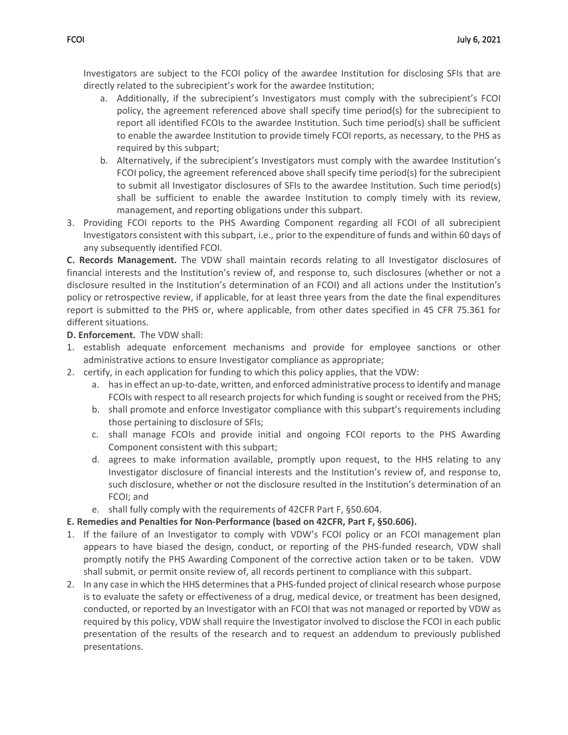Investigators are subject to the FCOI policy of the awardee Institution for disclosing SFIs that are directly related to the subrecipient's work for the awardee Institution;

   a. Additionally, if the subrecipient's Investigators must comply with the subrecipient's FCOI policy, the agreement referenced above shall specify time period(s) for the subrecipient to report all identified FCOIs to the awardee Institution. Such time period(s) shall be sufficient to enable the awardee Institution to provide timely FCOI reports, as necessary, to the PHS as required by this subpart;
   b. Alternatively, if the subrecipient's Investigators must comply with the awardee Institution's FCOI policy, the agreement referenced above shall specify time period(s) for the subrecipient to submit all Investigator disclosures of SFIs to the awardee Institution. Such time period(s) shall be sufficient to enable the awardee Institution to comply timely with its review, management, and reporting obligations under this subpart.

3. Providing FCOI reports to the PHS Awarding Component regarding all FCOI of all subrecipient Investigators consistent with this subpart, i.e., prior to the expenditure of funds and within 60 days of any subsequently identified FCOI.

**C. Records Management.** The VDW shall maintain records relating to all Investigator disclosures of financial interests and the Institution's review of, and response to, such disclosures (whether or not a disclosure resulted in the Institution's determination of an FCOI) and all actions under the Institution's policy or retrospective review, if applicable, for at least three years from the date the final expenditures report is submitted to the PHS or, where applicable, from other dates specified in 45 CFR 75.361 for different situations.

**D. Enforcement.** The VDW shall:

1. establish adequate enforcement mechanisms and provide for employee sanctions or other administrative actions to ensure Investigator compliance as appropriate;
2. certify, in each application for funding to which this policy applies, that the VDW:
   a. has in effect an up-to-date, written, and enforced administrative process to identify and manage FCOIs with respect to all research projects for which funding is sought or received from the PHS;
   b. shall promote and enforce Investigator compliance with this subpart's requirements including those pertaining to disclosure of SFIs;
   c. shall manage FCOIs and provide initial and ongoing FCOI reports to the PHS Awarding Component consistent with this subpart;
   d. agrees to make information available, promptly upon request, to the HHS relating to any Investigator disclosure of financial interests and the Institution's review of, and response to, such disclosure, whether or not the disclosure resulted in the Institution's determination of an FCOI; and
   e. shall fully comply with the requirements of 42CFR Part F, §50.604.

**E. Remedies and Penalties for Non-Performance (based on 42CFR, Part F, §50.606).**

1. If the failure of an Investigator to comply with VDW's FCOI policy or an FCOI management plan appears to have biased the design, conduct, or reporting of the PHS-funded research, VDW shall promptly notify the PHS Awarding Component of the corrective action taken or to be taken. VDW shall submit, or permit onsite review of, all records pertinent to compliance with this subpart.
2. In any case in which the HHS determines that a PHS-funded project of clinical research whose purpose is to evaluate the safety or effectiveness of a drug, medical device, or treatment has been designed, conducted, or reported by an Investigator with an FCOI that was not managed or reported by VDW as required by this policy, VDW shall require the Investigator involved to disclose the FCOI in each public presentation of the results of the research and to request an addendum to previously published presentations.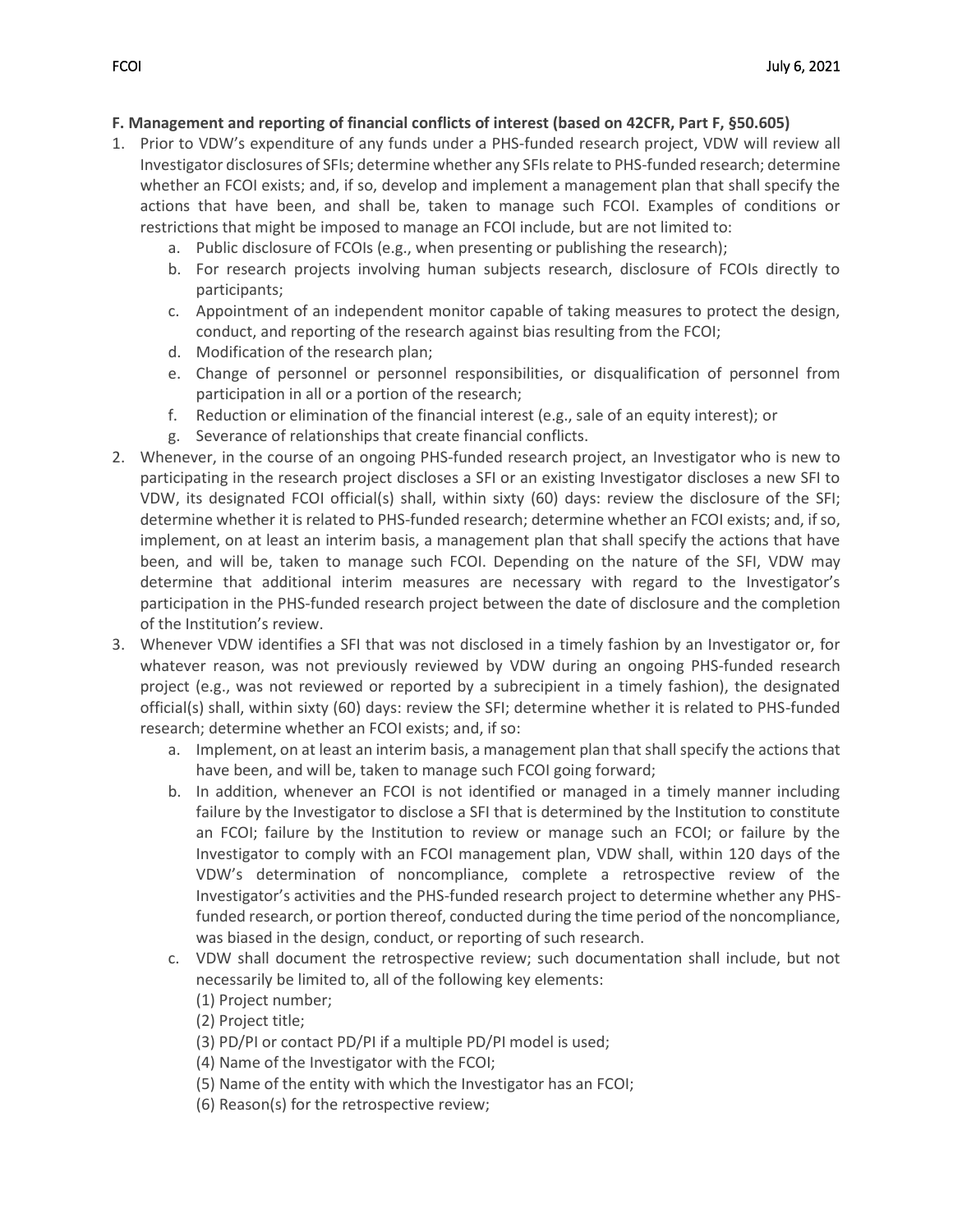**F. Management and reporting of financial conflicts of interest (based on 42CFR, Part F, §50.605)**

1. Prior to VDW's expenditure of any funds under a PHS-funded research project, VDW will review all Investigator disclosures of SFIs; determine whether any SFIs relate to PHS-funded research; determine whether an FCOI exists; and, if so, develop and implement a management plan that shall specify the actions that have been, and shall be, taken to manage such FCOI. Examples of conditions or restrictions that might be imposed to manage an FCOI include, but are not limited to:
    a. Public disclosure of FCOIs (e.g., when presenting or publishing the research);
    b. For research projects involving human subjects research, disclosure of FCOIs directly to participants;
    c. Appointment of an independent monitor capable of taking measures to protect the design, conduct, and reporting of the research against bias resulting from the FCOI;
    d. Modification of the research plan;
    e. Change of personnel or personnel responsibilities, or disqualification of personnel from participation in all or a portion of the research;
    f. Reduction or elimination of the financial interest (e.g., sale of an equity interest); or
    g. Severance of relationships that create financial conflicts.
2. Whenever, in the course of an ongoing PHS-funded research project, an Investigator who is new to participating in the research project discloses a SFI or an existing Investigator discloses a new SFI to VDW, its designated FCOI official(s) shall, within sixty (60) days: review the disclosure of the SFI; determine whether it is related to PHS-funded research; determine whether an FCOI exists; and, if so, implement, on at least an interim basis, a management plan that shall specify the actions that have been, and will be, taken to manage such FCOI. Depending on the nature of the SFI, VDW may determine that additional interim measures are necessary with regard to the Investigator's participation in the PHS-funded research project between the date of disclosure and the completion of the Institution's review.
3. Whenever VDW identifies a SFI that was not disclosed in a timely fashion by an Investigator or, for whatever reason, was not previously reviewed by VDW during an ongoing PHS-funded research project (e.g., was not reviewed or reported by a subrecipient in a timely fashion), the designated official(s) shall, within sixty (60) days: review the SFI; determine whether it is related to PHS-funded research; determine whether an FCOI exists; and, if so:
    a. Implement, on at least an interim basis, a management plan that shall specify the actions that have been, and will be, taken to manage such FCOI going forward;
    b. In addition, whenever an FCOI is not identified or managed in a timely manner including failure by the Investigator to disclose a SFI that is determined by the Institution to constitute an FCOI; failure by the Institution to review or manage such an FCOI; or failure by the Investigator to comply with an FCOI management plan, VDW shall, within 120 days of the VDW's determination of noncompliance, complete a retrospective review of the Investigator's activities and the PHS-funded research project to determine whether any PHS-funded research, or portion thereof, conducted during the time period of the noncompliance, was biased in the design, conduct, or reporting of such research.
    c. VDW shall document the retrospective review; such documentation shall include, but not necessarily be limited to, all of the following key elements:
        (1) Project number;
        (2) Project title;
        (3) PD/PI or contact PD/PI if a multiple PD/PI model is used;
        (4) Name of the Investigator with the FCOI;
        (5) Name of the entity with which the Investigator has an FCOI;
        (6) Reason(s) for the retrospective review;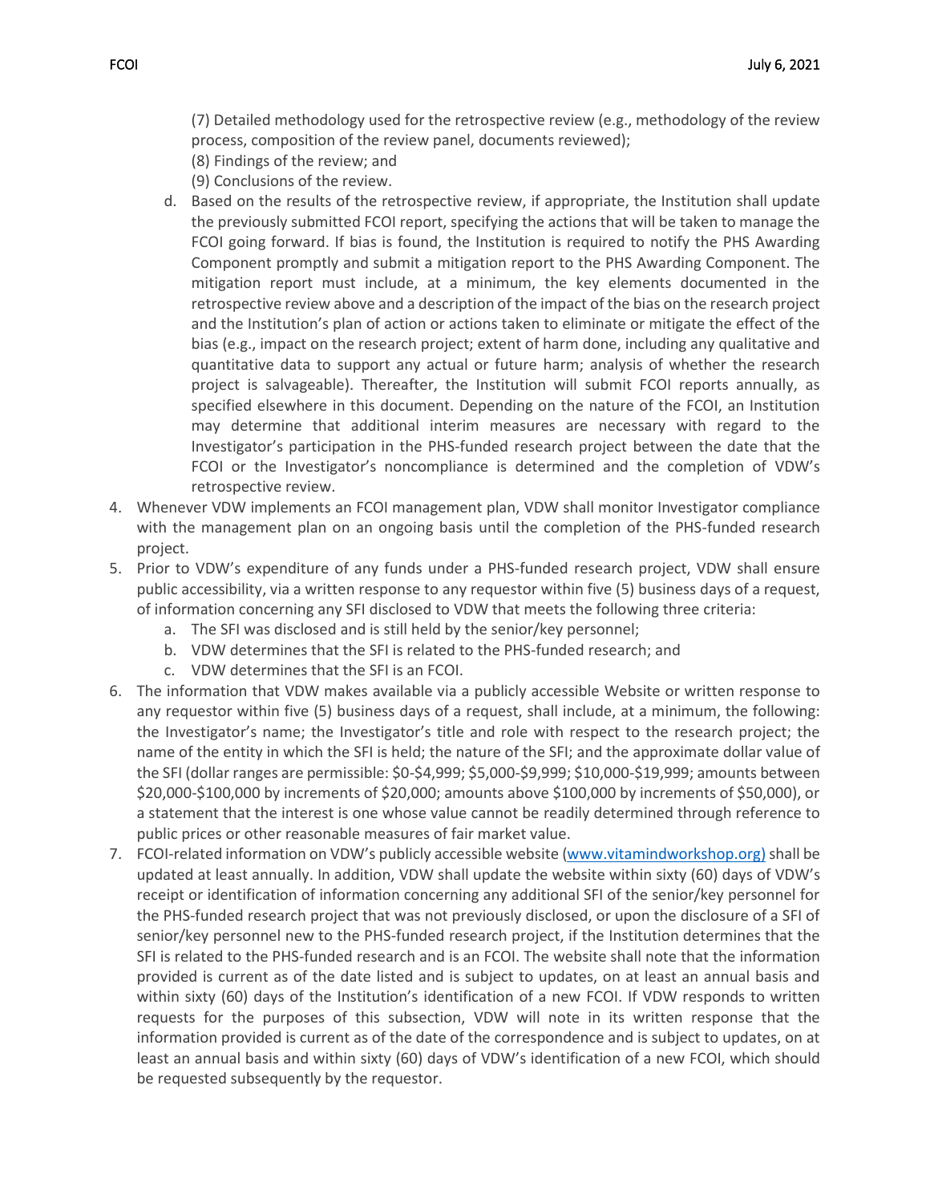(7) Detailed methodology used for the retrospective review (e.g., methodology of the review process, composition of the review panel, documents reviewed);

(8) Findings of the review; and

(9) Conclusions of the review.

   d. Based on the results of the retrospective review, if appropriate, the Institution shall update the previously submitted FCOI report, specifying the actions that will be taken to manage the FCOI going forward. If bias is found, the Institution is required to notify the PHS Awarding Component promptly and submit a mitigation report to the PHS Awarding Component. The mitigation report must include, at a minimum, the key elements documented in the retrospective review above and a description of the impact of the bias on the research project and the Institution's plan of action or actions taken to eliminate or mitigate the effect of the bias (e.g., impact on the research project; extent of harm done, including any qualitative and quantitative data to support any actual or future harm; analysis of whether the research project is salvageable). Thereafter, the Institution will submit FCOI reports annually, as specified elsewhere in this document. Depending on the nature of the FCOI, an Institution may determine that additional interim measures are necessary with regard to the Investigator's participation in the PHS-funded research project between the date that the FCOI or the Investigator's noncompliance is determined and the completion of VDW's retrospective review.

4. Whenever VDW implements an FCOI management plan, VDW shall monitor Investigator compliance with the management plan on an ongoing basis until the completion of the PHS-funded research project.
5. Prior to VDW's expenditure of any funds under a PHS-funded research project, VDW shall ensure public accessibility, via a written response to any requestor within five (5) business days of a request, of information concerning any SFI disclosed to VDW that meets the following three criteria:
   a. The SFI was disclosed and is still held by the senior/key personnel;
   b. VDW determines that the SFI is related to the PHS-funded research; and
   c. VDW determines that the SFI is an FCOI.
6. The information that VDW makes available via a publicly accessible Website or written response to any requestor within five (5) business days of a request, shall include, at a minimum, the following: the Investigator's name; the Investigator's title and role with respect to the research project; the name of the entity in which the SFI is held; the nature of the SFI; and the approximate dollar value of the SFI (dollar ranges are permissible: $0-$4,999; $5,000-$9,999; $10,000-$19,999; amounts between $20,000-$100,000 by increments of $20,000; amounts above $100,000 by increments of $50,000), or a statement that the interest is one whose value cannot be readily determined through reference to public prices or other reasonable measures of fair market value.
7. FCOI-related information on VDW's publicly accessible website (www.vitamindworkshop.org) shall be updated at least annually. In addition, VDW shall update the website within sixty (60) days of VDW's receipt or identification of information concerning any additional SFI of the senior/key personnel for the PHS-funded research project that was not previously disclosed, or upon the disclosure of a SFI of senior/key personnel new to the PHS-funded research project, if the Institution determines that the SFI is related to the PHS-funded research and is an FCOI. The website shall note that the information provided is current as of the date listed and is subject to updates, on at least an annual basis and within sixty (60) days of the Institution's identification of a new FCOI. If VDW responds to written requests for the purposes of this subsection, VDW will note in its written response that the information provided is current as of the date of the correspondence and is subject to updates, on at least an annual basis and within sixty (60) days of VDW's identification of a new FCOI, which should be requested subsequently by the requestor.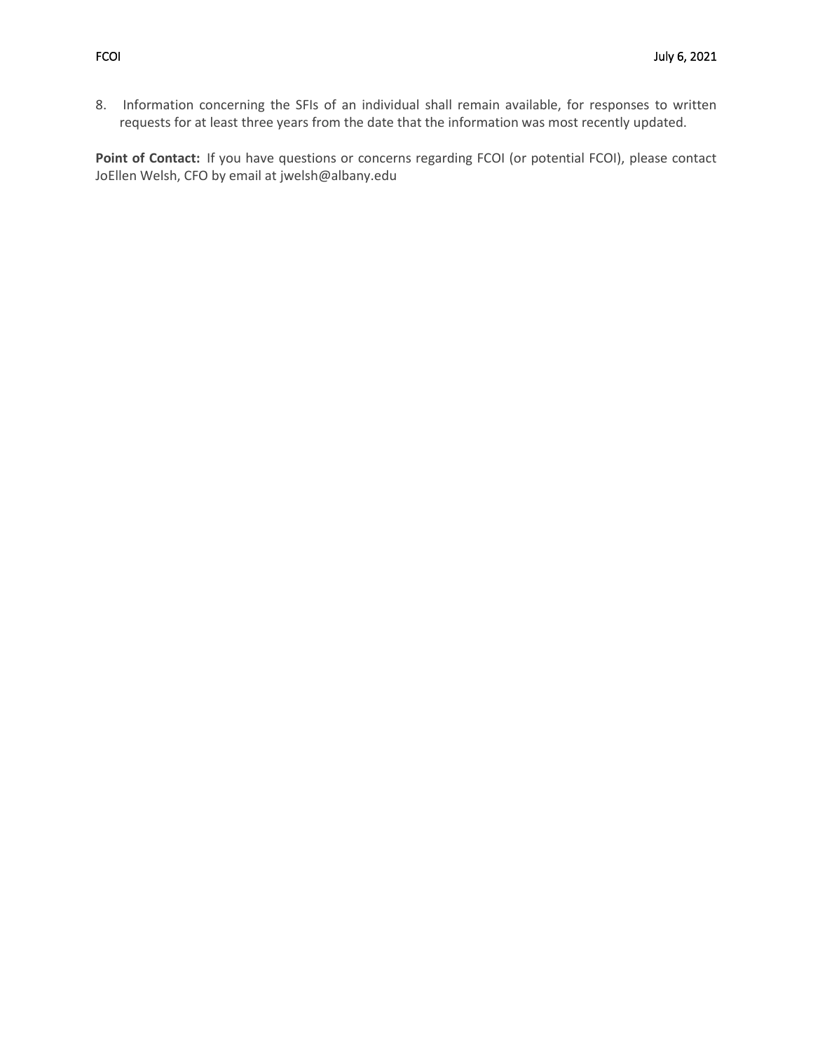8. Information concerning the SFIs of an individual shall remain available, for responses to written requests for at least three years from the date that the information was most recently updated.

**Point of Contact:** If you have questions or concerns regarding FCOI (or potential FCOI), please contact JoEllen Welsh, CFO by email at jwelsh@albany.edu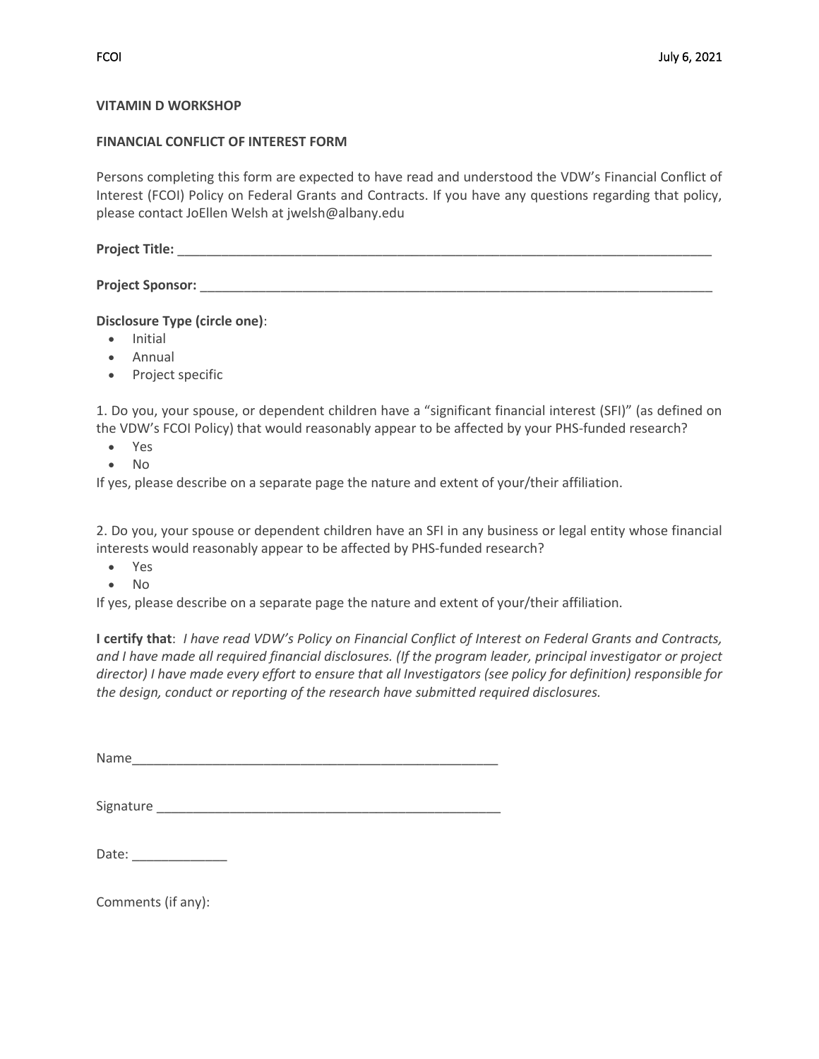**VITAMIN D WORKSHOP**

**FINANCIAL CONFLICT OF INTEREST FORM**

Persons completing this form are expected to have read and understood the VDW's Financial Conflict of Interest (FCOI) Policy on Federal Grants and Contracts. If you have any questions regarding that policy, please contact JoEllen Welsh at jwelsh@albany.edu

**Project Title:** ___________________________________________________________________________

**Project Sponsor:** ________________________________________________________________________

**Disclosure Type (circle one)**:

- Initial
- Annual
- Project specific

1. Do you, your spouse, or dependent children have a "significant financial interest (SFI)" (as defined on the VDW's FCOI Policy) that would reasonably appear to be affected by your PHS-funded research?

- Yes
- No

If yes, please describe on a separate page the nature and extent of your/their affiliation.

2. Do you, your spouse or dependent children have an SFI in any business or legal entity whose financial interests would reasonably appear to be affected by PHS-funded research?

- Yes
- No

If yes, please describe on a separate page the nature and extent of your/their affiliation.

**I certify that**: *I have read VDW's Policy on Financial Conflict of Interest on Federal Grants and Contracts, and I have made all required financial disclosures. (If the program leader, principal investigator or project director) I have made every effort to ensure that all Investigators (see policy for definition) responsible for the design, conduct or reporting of the research have submitted required disclosures.*

Name___________________________________________________

Signature ________________________________________________

Date: _____________

Comments (if any):